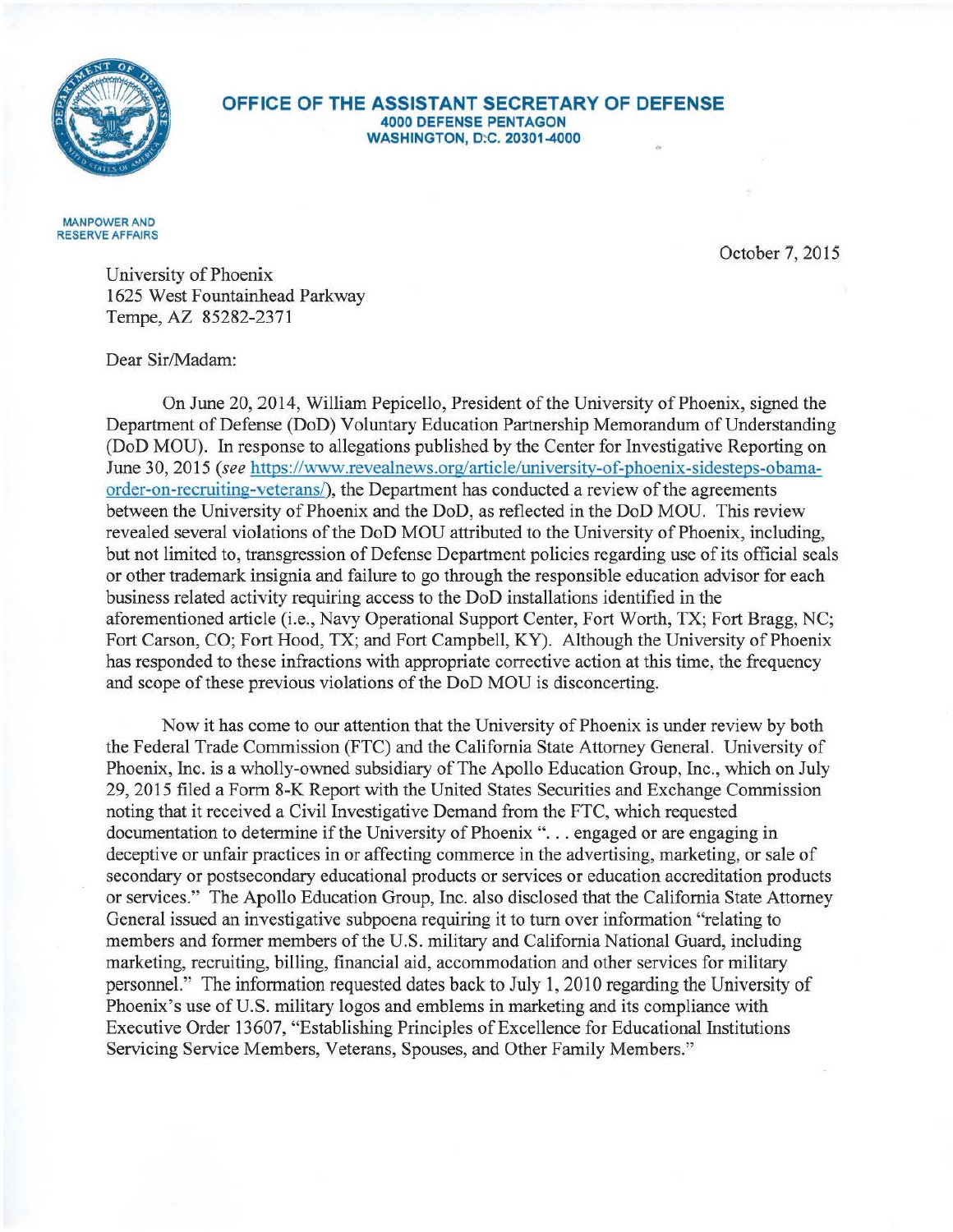**OFFICE OF THE ASSISTANT SECRETARY OF DEFENSE**
**4000 DEFENSE PENTAGON**
**WASHINGTON, D.C. 20301-4000**

MANPOWER AND
RESERVE AFFAIRS

October 7, 2015

University of Phoenix
1625 West Fountainhead Parkway
Tempe, AZ 85282-2371

Dear Sir/Madam:

On June 20, 2014, William Pepicello, President of the University of Phoenix, signed the Department of Defense (DoD) Voluntary Education Partnership Memorandum of Understanding (DoD MOU). In response to allegations published by the Center for Investigative Reporting on June 30, 2015 (*see* https://www.revealnews.org/article/university-of-phoenix-sidesteps-obama-order-on-recruiting-veterans/), the Department has conducted a review of the agreements between the University of Phoenix and the DoD, as reflected in the DoD MOU. This review revealed several violations of the DoD MOU attributed to the University of Phoenix, including, but not limited to, transgression of Defense Department policies regarding use of its official seals or other trademark insignia and failure to go through the responsible education advisor for each business related activity requiring access to the DoD installations identified in the aforementioned article (i.e., Navy Operational Support Center, Fort Worth, TX; Fort Bragg, NC; Fort Carson, CO; Fort Hood, TX; and Fort Campbell, KY). Although the University of Phoenix has responded to these infractions with appropriate corrective action at this time, the frequency and scope of these previous violations of the DoD MOU is disconcerting.

Now it has come to our attention that the University of Phoenix is under review by both the Federal Trade Commission (FTC) and the California State Attorney General. University of Phoenix, Inc. is a wholly-owned subsidiary of The Apollo Education Group, Inc., which on July 29, 2015 filed a Form 8-K Report with the United States Securities and Exchange Commission noting that it received a Civil Investigative Demand from the FTC, which requested documentation to determine if the University of Phoenix ". . . engaged or are engaging in deceptive or unfair practices in or affecting commerce in the advertising, marketing, or sale of secondary or postsecondary educational products or services or education accreditation products or services." The Apollo Education Group, Inc. also disclosed that the California State Attorney General issued an investigative subpoena requiring it to turn over information "relating to members and former members of the U.S. military and California National Guard, including marketing, recruiting, billing, financial aid, accommodation and other services for military personnel." The information requested dates back to July 1, 2010 regarding the University of Phoenix's use of U.S. military logos and emblems in marketing and its compliance with Executive Order 13607, "Establishing Principles of Excellence for Educational Institutions Servicing Service Members, Veterans, Spouses, and Other Family Members."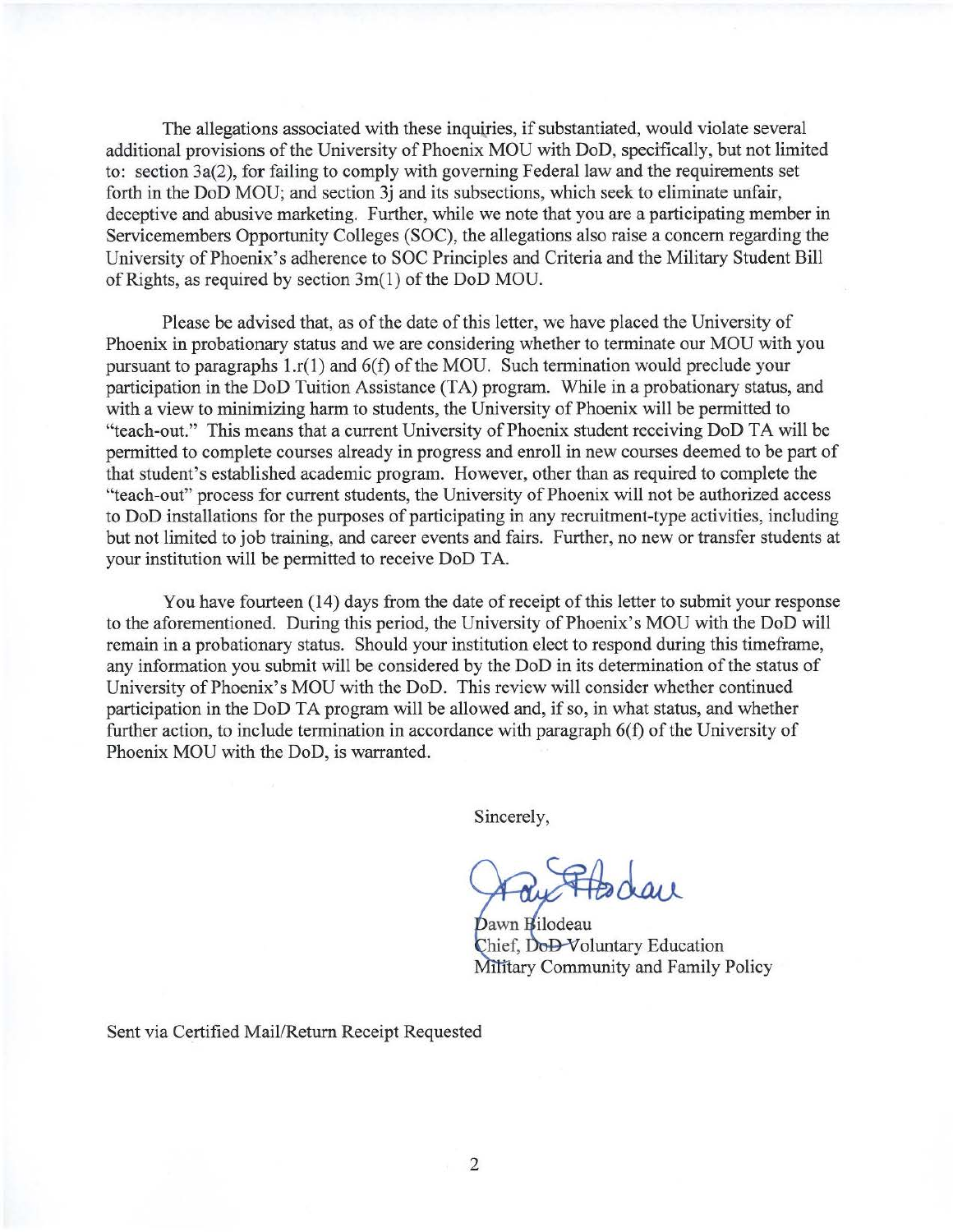The allegations associated with these inquiries, if substantiated, would violate several additional provisions of the University of Phoenix MOU with DoD, specifically, but not limited to: section 3a(2), for failing to comply with governing Federal law and the requirements set forth in the DoD MOU; and section 3j and its subsections, which seek to eliminate unfair, deceptive and abusive marketing. Further, while we note that you are a participating member in Servicemembers Opportunity Colleges (SOC), the allegations also raise a concern regarding the University of Phoenix's adherence to SOC Principles and Criteria and the Military Student Bill of Rights, as required by section 3m(1) of the DoD MOU.

Please be advised that, as of the date of this letter, we have placed the University of Phoenix in probationary status and we are considering whether to terminate our MOU with you pursuant to paragraphs 1.r(1) and 6(f) of the MOU. Such termination would preclude your participation in the DoD Tuition Assistance (TA) program. While in a probationary status, and with a view to minimizing harm to students, the University of Phoenix will be permitted to "teach-out." This means that a current University of Phoenix student receiving DoD TA will be permitted to complete courses already in progress and enroll in new courses deemed to be part of that student's established academic program. However, other than as required to complete the "teach-out" process for current students, the University of Phoenix will not be authorized access to DoD installations for the purposes of participating in any recruitment-type activities, including but not limited to job training, and career events and fairs. Further, no new or transfer students at your institution will be permitted to receive DoD TA.

You have fourteen (14) days from the date of receipt of this letter to submit your response to the aforementioned. During this period, the University of Phoenix's MOU with the DoD will remain in a probationary status. Should your institution elect to respond during this timeframe, any information you submit will be considered by the DoD in its determination of the status of University of Phoenix's MOU with the DoD. This review will consider whether continued participation in the DoD TA program will be allowed and, if so, in what status, and whether further action, to include termination in accordance with paragraph 6(f) of the University of Phoenix MOU with the DoD, is warranted.

Sincerely,

Dawn Bilodeau
Chief, DoD Voluntary Education
Military Community and Family Policy

Sent via Certified Mail/Return Receipt Requested